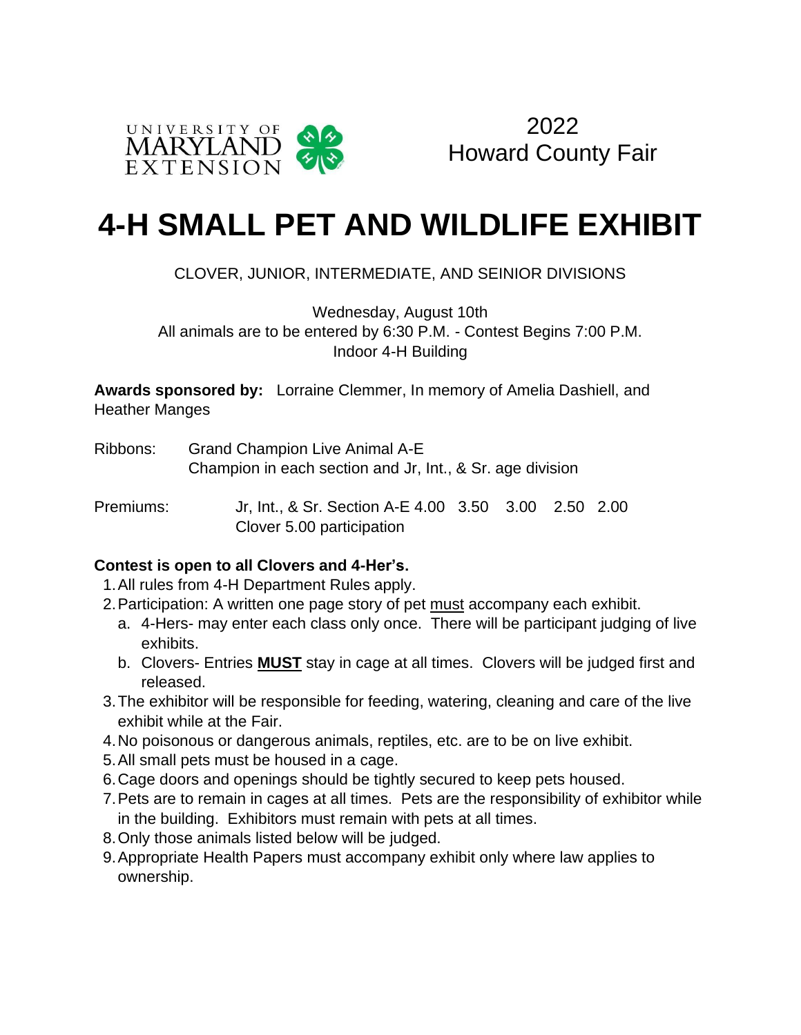UNIVERSITY OF MARYLAND EXTENSION

2022
Howard County Fair

# 4-H SMALL PET AND WILDLIFE EXHIBIT

CLOVER, JUNIOR, INTERMEDIATE, AND SEINIOR DIVISIONS

Wednesday, August 10th
All animals are to be entered by 6:30 P.M. - Contest Begins 7:00 P.M.
Indoor 4-H Building

**Awards sponsored by:** Lorraine Clemmer, In memory of Amelia Dashiell, and Heather Manges

Ribbons: Grand Champion Live Animal A-E
Champion in each section and Jr, Int., & Sr. age division

Premiums: Jr, Int., & Sr. Section A-E 4.00 3.50 3.00 2.50 2.00
Clover 5.00 participation

**Contest is open to all Clovers and 4-Her's.**

1. All rules from 4-H Department Rules apply.
2. Participation: A written one page story of pet must accompany each exhibit.
   a. 4-Hers- may enter each class only once. There will be participant judging of live exhibits.
   b. Clovers- Entries **MUST** stay in cage at all times. Clovers will be judged first and released.
3. The exhibitor will be responsible for feeding, watering, cleaning and care of the live exhibit while at the Fair.
4. No poisonous or dangerous animals, reptiles, etc. are to be on live exhibit.
5. All small pets must be housed in a cage.
6. Cage doors and openings should be tightly secured to keep pets housed.
7. Pets are to remain in cages at all times. Pets are the responsibility of exhibitor while in the building. Exhibitors must remain with pets at all times.
8. Only those animals listed below will be judged.
9. Appropriate Health Papers must accompany exhibit only where law applies to ownership.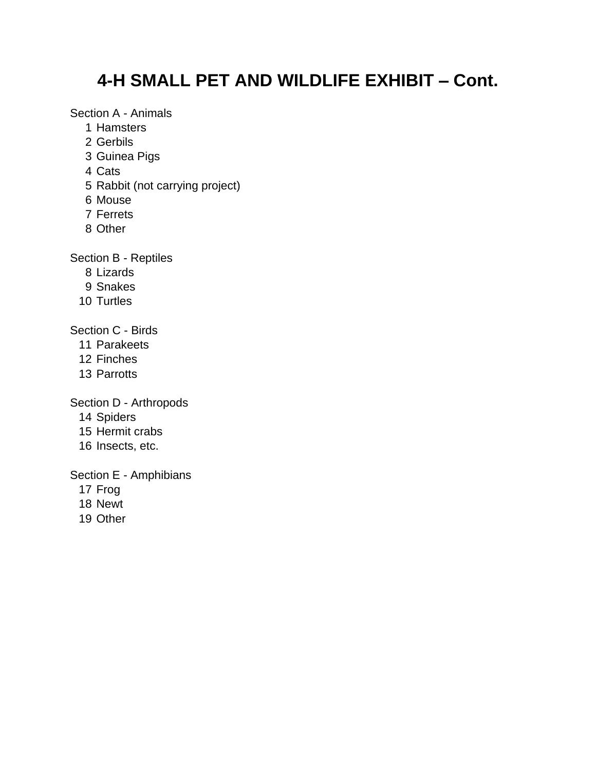# 4-H SMALL PET AND WILDLIFE EXHIBIT – Cont.

Section A - Animals

1 Hamsters
2 Gerbils
3 Guinea Pigs
4 Cats
5 Rabbit (not carrying project)
6 Mouse
7 Ferrets
8 Other

Section B - Reptiles

8 Lizards
9 Snakes
10 Turtles

Section C - Birds

11 Parakeets
12 Finches
13 Parrotts

Section D - Arthropods

14 Spiders
15 Hermit crabs
16 Insects, etc.

Section E - Amphibians

17 Frog
18 Newt
19 Other